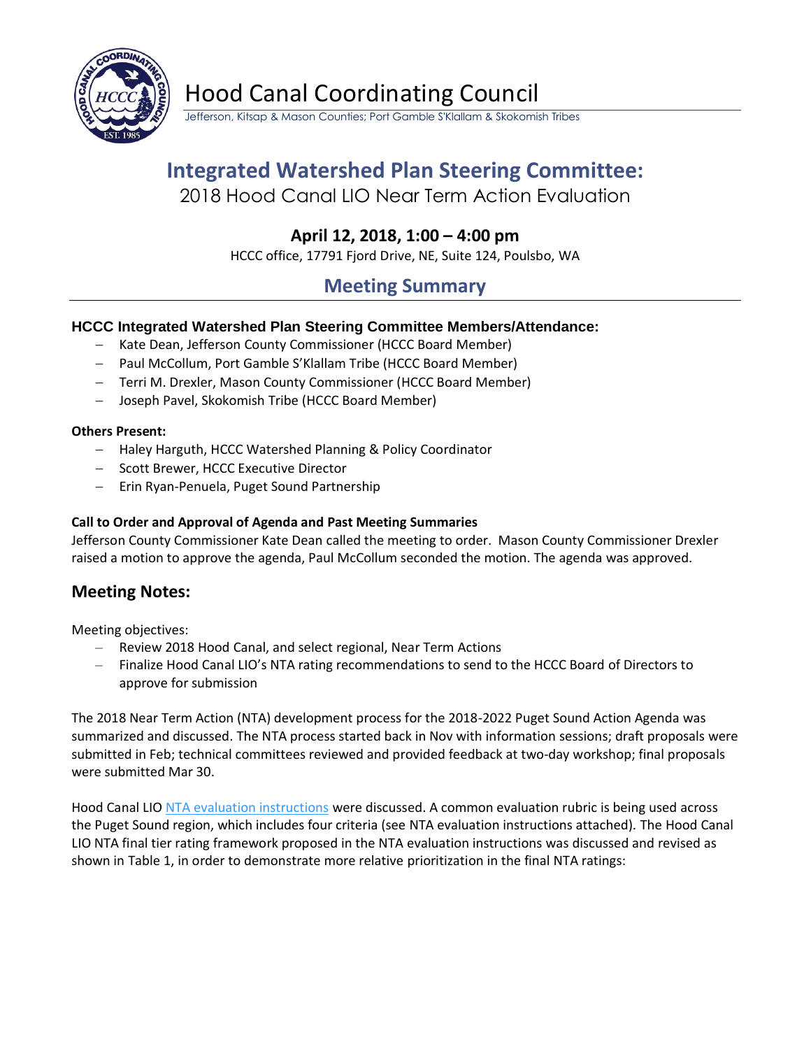# Hood Canal Coordinating Council

Jefferson, Kitsap & Mason Counties; Port Gamble S'Klallam & Skokomish Tribes

## Integrated Watershed Plan Steering Committee:

2018 Hood Canal LIO Near Term Action Evaluation

### April 12, 2018, 1:00 – 4:00 pm

HCCC office, 17791 Fjord Drive, NE, Suite 124, Poulsbo, WA

## Meeting Summary

### HCCC Integrated Watershed Plan Steering Committee Members/Attendance:

- Kate Dean, Jefferson County Commissioner (HCCC Board Member)
- Paul McCollum, Port Gamble S'Klallam Tribe (HCCC Board Member)
- Terri M. Drexler, Mason County Commissioner (HCCC Board Member)
- Joseph Pavel, Skokomish Tribe (HCCC Board Member)

**Others Present:**

- Haley Harguth, HCCC Watershed Planning & Policy Coordinator
- Scott Brewer, HCCC Executive Director
- Erin Ryan-Penuela, Puget Sound Partnership

**Call to Order and Approval of Agenda and Past Meeting Summaries**

Jefferson County Commissioner Kate Dean called the meeting to order. Mason County Commissioner Drexler raised a motion to approve the agenda, Paul McCollum seconded the motion. The agenda was approved.

## Meeting Notes:

Meeting objectives:

- Review 2018 Hood Canal, and select regional, Near Term Actions
- Finalize Hood Canal LIO's NTA rating recommendations to send to the HCCC Board of Directors to approve for submission

The 2018 Near Term Action (NTA) development process for the 2018-2022 Puget Sound Action Agenda was summarized and discussed. The NTA process started back in Nov with information sessions; draft proposals were submitted in Feb; technical committees reviewed and provided feedback at two-day workshop; final proposals were submitted Mar 30.

Hood Canal LIO NTA evaluation instructions were discussed. A common evaluation rubric is being used across the Puget Sound region, which includes four criteria (see NTA evaluation instructions attached). The Hood Canal LIO NTA final tier rating framework proposed in the NTA evaluation instructions was discussed and revised as shown in Table 1, in order to demonstrate more relative prioritization in the final NTA ratings: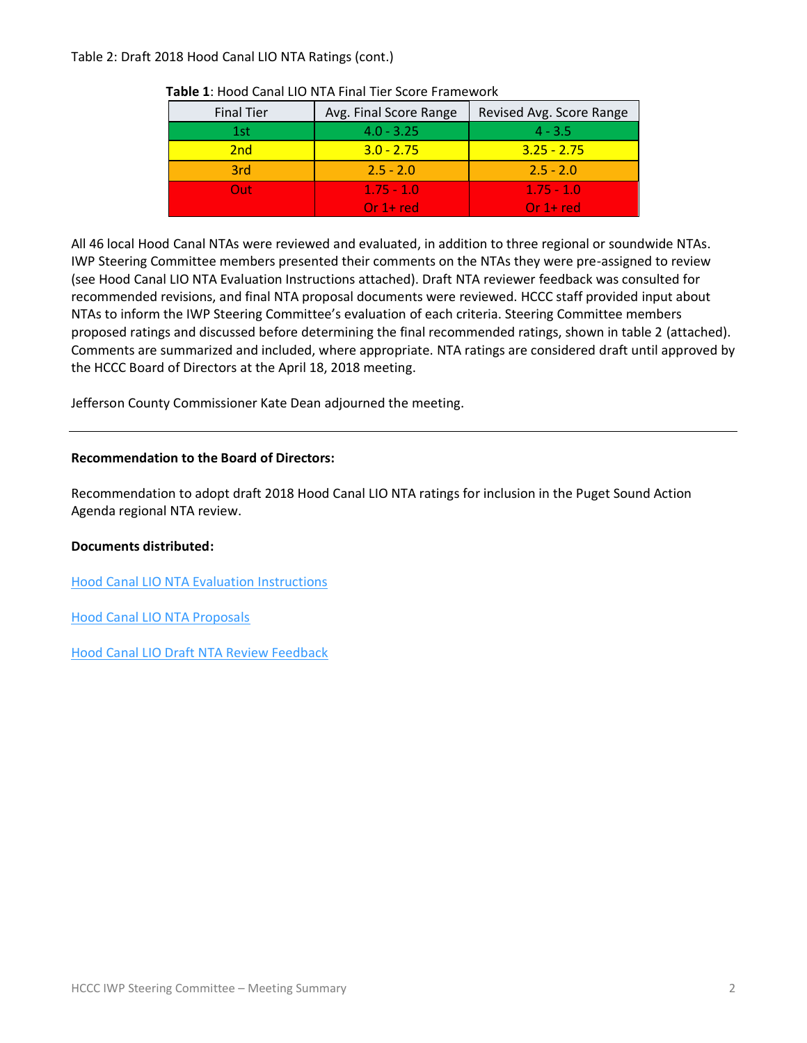Table 2: Draft 2018 Hood Canal LIO NTA Ratings (cont.)

**Table 1**: Hood Canal LIO NTA Final Tier Score Framework

| Final Tier | Avg. Final Score Range | Revised Avg. Score Range |
|---|---|---|
| 1st | 4.0 - 3.25 | 4 - 3.5 |
| 2nd | 3.0 - 2.75 | 3.25 - 2.75 |
| 3rd | 2.5 - 2.0 | 2.5 - 2.0 |
| Out | 1.75 - 1.0<br>Or 1+ red | 1.75 - 1.0<br>Or 1+ red |

All 46 local Hood Canal NTAs were reviewed and evaluated, in addition to three regional or soundwide NTAs. IWP Steering Committee members presented their comments on the NTAs they were pre-assigned to review (see Hood Canal LIO NTA Evaluation Instructions attached). Draft NTA reviewer feedback was consulted for recommended revisions, and final NTA proposal documents were reviewed. HCCC staff provided input about NTAs to inform the IWP Steering Committee's evaluation of each criteria. Steering Committee members proposed ratings and discussed before determining the final recommended ratings, shown in table 2 (attached). Comments are summarized and included, where appropriate. NTA ratings are considered draft until approved by the HCCC Board of Directors at the April 18, 2018 meeting.

Jefferson County Commissioner Kate Dean adjourned the meeting.

---

**Recommendation to the Board of Directors:**

Recommendation to adopt draft 2018 Hood Canal LIO NTA ratings for inclusion in the Puget Sound Action Agenda regional NTA review.

**Documents distributed:**

Hood Canal LIO NTA Evaluation Instructions

Hood Canal LIO NTA Proposals

Hood Canal LIO Draft NTA Review Feedback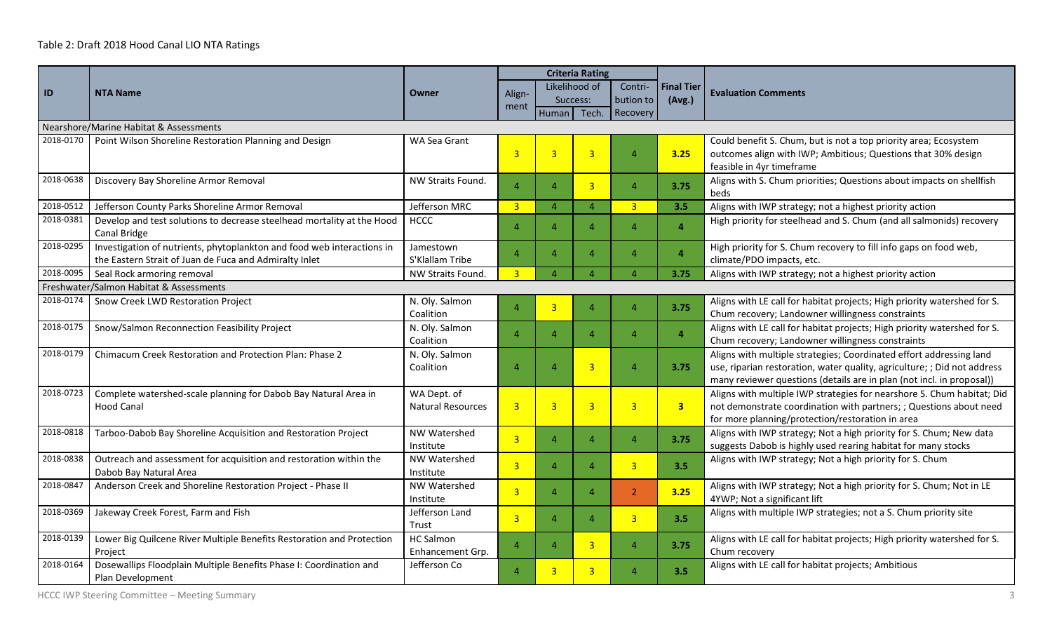Table 2: Draft 2018 Hood Canal LIO NTA Ratings

| ID | NTA Name | Owner | Criteria Rating | | | | Final Tier (Avg.) | Evaluation Comments |
|---|---|---|---|---|---|---|---|---|
| | | | Align-ment | Likelihood of Success: | | Contri-bution to Recovery | | |
| | | | | Human | Tech. | | | |
| Nearshore/Marine Habitat & Assessments | | | | | | | | |
| 2018-0170 | Point Wilson Shoreline Restoration Planning and Design | WA Sea Grant | 3 | 3 | 3 | 4 | 3.25 | Could benefit S. Chum, but is not a top priority area; Ecosystem outcomes align with IWP; Ambitious; Questions that 30% design feasible in 4yr timeframe |
| 2018-0638 | Discovery Bay Shoreline Armor Removal | NW Straits Found. | 4 | 4 | 3 | 4 | 3.75 | Aligns with S. Chum priorities; Questions about impacts on shellfish beds |
| 2018-0512 | Jefferson County Parks Shoreline Armor Removal | Jefferson MRC | 3 | 4 | 4 | 3 | 3.5 | Aligns with IWP strategy; not a highest priority action |
| 2018-0381 | Develop and test solutions to decrease steelhead mortality at the Hood Canal Bridge | HCCC | 4 | 4 | 4 | 4 | 4 | High priority for steelhead and S. Chum (and all salmonids) recovery |
| 2018-0295 | Investigation of nutrients, phytoplankton and food web interactions in the Eastern Strait of Juan de Fuca and Admiralty Inlet | Jamestown S'Klallam Tribe | 4 | 4 | 4 | 4 | 4 | High priority for S. Chum recovery to fill info gaps on food web, climate/PDO impacts, etc. |
| 2018-0095 | Seal Rock armoring removal | NW Straits Found. | 3 | 4 | 4 | 4 | 3.75 | Aligns with IWP strategy; not a highest priority action |
| Freshwater/Salmon Habitat & Assessments | | | | | | | | |
| 2018-0174 | Snow Creek LWD Restoration Project | N. Oly. Salmon Coalition | 4 | 3 | 4 | 4 | 3.75 | Aligns with LE call for habitat projects; High priority watershed for S. Chum recovery; Landowner willingness constraints |
| 2018-0175 | Snow/Salmon Reconnection Feasibility Project | N. Oly. Salmon Coalition | 4 | 4 | 4 | 4 | 4 | Aligns with LE call for habitat projects; High priority watershed for S. Chum recovery; Landowner willingness constraints |
| 2018-0179 | Chimacum Creek Restoration and Protection Plan: Phase 2 | N. Oly. Salmon Coalition | 4 | 4 | 3 | 4 | 3.75 | Aligns with multiple strategies; Coordinated effort addressing land use, riparian restoration, water quality, agriculture; ; Did not address many reviewer questions (details are in plan (not incl. in proposal)) |
| 2018-0723 | Complete watershed-scale planning for Dabob Bay Natural Area in Hood Canal | WA Dept. of Natural Resources | 3 | 3 | 3 | 3 | 3 | Aligns with multiple IWP strategies for nearshore S. Chum habitat; Did not demonstrate coordination with partners; ; Questions about need for more planning/protection/restoration in area |
| 2018-0818 | Tarboo-Dabob Bay Shoreline Acquisition and Restoration Project | NW Watershed Institute | 3 | 4 | 4 | 4 | 3.75 | Aligns with IWP strategy; Not a high priority for S. Chum; New data suggests Dabob is highly used rearing habitat for many stocks |
| 2018-0838 | Outreach and assessment for acquisition and restoration within the Dabob Bay Natural Area | NW Watershed Institute | 3 | 4 | 4 | 3 | 3.5 | Aligns with IWP strategy; Not a high priority for S. Chum |
| 2018-0847 | Anderson Creek and Shoreline Restoration Project - Phase II | NW Watershed Institute | 3 | 4 | 4 | 2 | 3.25 | Aligns with IWP strategy; Not a high priority for S. Chum; Not in LE 4YWP; Not a significant lift |
| 2018-0369 | Jakeway Creek Forest, Farm and Fish | Jefferson Land Trust | 3 | 4 | 4 | 3 | 3.5 | Aligns with multiple IWP strategies; not a S. Chum priority site |
| 2018-0139 | Lower Big Quilcene River Multiple Benefits Restoration and Protection Project | HC Salmon Enhancement Grp. | 4 | 4 | 3 | 4 | 3.75 | Aligns with LE call for habitat projects; High priority watershed for S. Chum recovery |
| 2018-0164 | Dosewallips Floodplain Multiple Benefits Phase I: Coordination and Plan Development | Jefferson Co | 4 | 3 | 3 | 4 | 3.5 | Aligns with LE call for habitat projects; Ambitious |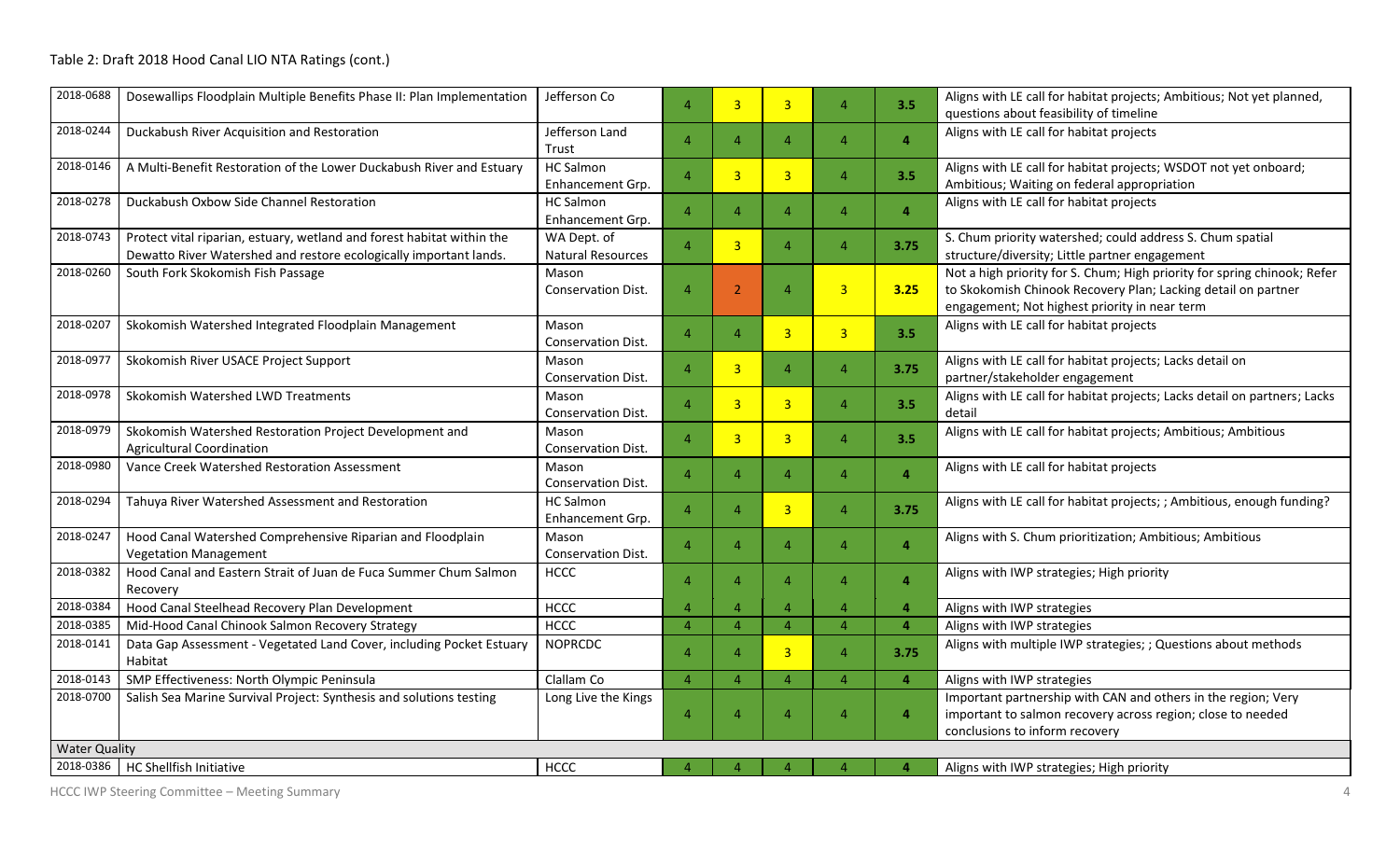Table 2: Draft 2018 Hood Canal LIO NTA Ratings (cont.)

| | | | | | | | | |
|---|---|---|---|---|---|---|---|---|
| 2018-0688 | Dosewallips Floodplain Multiple Benefits Phase II: Plan Implementation | Jefferson Co | 4 | 3 | 3 | 4 | 3.5 | Aligns with LE call for habitat projects; Ambitious; Not yet planned, questions about feasibility of timeline |
| 2018-0244 | Duckabush River Acquisition and Restoration | Jefferson Land Trust | 4 | 4 | 4 | 4 | 4 | Aligns with LE call for habitat projects |
| 2018-0146 | A Multi-Benefit Restoration of the Lower Duckabush River and Estuary | HC Salmon Enhancement Grp. | 4 | 3 | 3 | 4 | 3.5 | Aligns with LE call for habitat projects; WSDOT not yet onboard; Ambitious; Waiting on federal appropriation |
| 2018-0278 | Duckabush Oxbow Side Channel Restoration | HC Salmon Enhancement Grp. | 4 | 4 | 4 | 4 | 4 | Aligns with LE call for habitat projects |
| 2018-0743 | Protect vital riparian, estuary, wetland and forest habitat within the Dewatto River Watershed and restore ecologically important lands. | WA Dept. of Natural Resources | 4 | 3 | 4 | 4 | 3.75 | S. Chum priority watershed; could address S. Chum spatial structure/diversity; Little partner engagement |
| 2018-0260 | South Fork Skokomish Fish Passage | Mason Conservation Dist. | 4 | 2 | 4 | 3 | 3.25 | Not a high priority for S. Chum; High priority for spring chinook; Refer to Skokomish Chinook Recovery Plan; Lacking detail on partner engagement; Not highest priority in near term |
| 2018-0207 | Skokomish Watershed Integrated Floodplain Management | Mason Conservation Dist. | 4 | 4 | 3 | 3 | 3.5 | Aligns with LE call for habitat projects |
| 2018-0977 | Skokomish River USACE Project Support | Mason Conservation Dist. | 4 | 3 | 4 | 4 | 3.75 | Aligns with LE call for habitat projects; Lacks detail on partner/stakeholder engagement |
| 2018-0978 | Skokomish Watershed LWD Treatments | Mason Conservation Dist. | 4 | 3 | 3 | 4 | 3.5 | Aligns with LE call for habitat projects; Lacks detail on partners; Lacks detail |
| 2018-0979 | Skokomish Watershed Restoration Project Development and Agricultural Coordination | Mason Conservation Dist. | 4 | 3 | 3 | 4 | 3.5 | Aligns with LE call for habitat projects; Ambitious; Ambitious |
| 2018-0980 | Vance Creek Watershed Restoration Assessment | Mason Conservation Dist. | 4 | 4 | 4 | 4 | 4 | Aligns with LE call for habitat projects |
| 2018-0294 | Tahuya River Watershed Assessment and Restoration | HC Salmon Enhancement Grp. | 4 | 4 | 3 | 4 | 3.75 | Aligns with LE call for habitat projects; ; Ambitious, enough funding? |
| 2018-0247 | Hood Canal Watershed Comprehensive Riparian and Floodplain Vegetation Management | Mason Conservation Dist. | 4 | 4 | 4 | 4 | 4 | Aligns with S. Chum prioritization; Ambitious; Ambitious |
| 2018-0382 | Hood Canal and Eastern Strait of Juan de Fuca Summer Chum Salmon Recovery | HCCC | 4 | 4 | 4 | 4 | 4 | Aligns with IWP strategies; High priority |
| 2018-0384 | Hood Canal Steelhead Recovery Plan Development | HCCC | 4 | 4 | 4 | 4 | 4 | Aligns with IWP strategies |
| 2018-0385 | Mid-Hood Canal Chinook Salmon Recovery Strategy | HCCC | 4 | 4 | 4 | 4 | 4 | Aligns with IWP strategies |
| 2018-0141 | Data Gap Assessment - Vegetated Land Cover, including Pocket Estuary Habitat | NOPRCDC | 4 | 4 | 3 | 4 | 3.75 | Aligns with multiple IWP strategies; ; Questions about methods |
| 2018-0143 | SMP Effectiveness: North Olympic Peninsula | Clallam Co | 4 | 4 | 4 | 4 | 4 | Aligns with IWP strategies |
| 2018-0700 | Salish Sea Marine Survival Project: Synthesis and solutions testing | Long Live the Kings | 4 | 4 | 4 | 4 | 4 | Important partnership with CAN and others in the region; Very important to salmon recovery across region; close to needed conclusions to inform recovery |
| Water Quality | | | | | | | | |
| 2018-0386 | HC Shellfish Initiative | HCCC | 4 | 4 | 4 | 4 | 4 | Aligns with IWP strategies; High priority |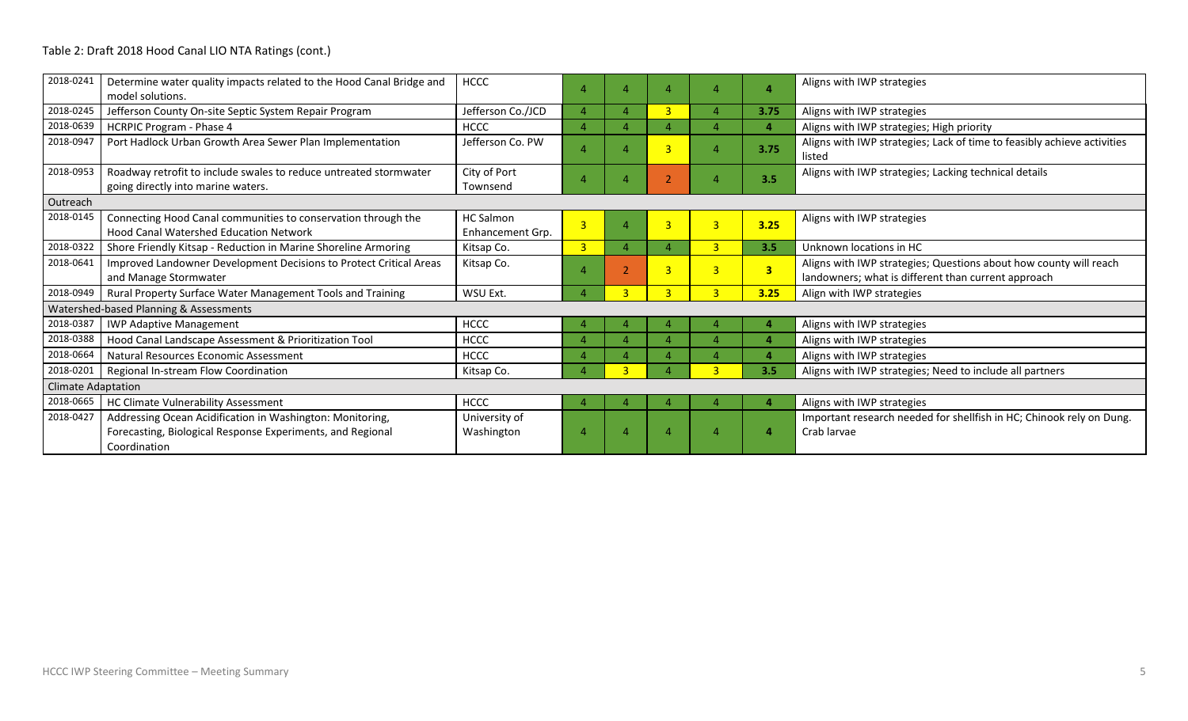Table 2: Draft 2018 Hood Canal LIO NTA Ratings (cont.)

| | | | | | | | | |
|---|---|---|---|---|---|---|---|---|
| 2018-0241 | Determine water quality impacts related to the Hood Canal Bridge and model solutions. | HCCC | 4 | 4 | 4 | 4 | 4 | Aligns with IWP strategies |
| 2018-0245 | Jefferson County On-site Septic System Repair Program | Jefferson Co./JCD | 4 | 4 | 3 | 4 | 3.75 | Aligns with IWP strategies |
| 2018-0639 | HCRPIC Program - Phase 4 | HCCC | 4 | 4 | 4 | 4 | 4 | Aligns with IWP strategies; High priority |
| 2018-0947 | Port Hadlock Urban Growth Area Sewer Plan Implementation | Jefferson Co. PW | 4 | 4 | 3 | 4 | 3.75 | Aligns with IWP strategies; Lack of time to feasibly achieve activities listed |
| 2018-0953 | Roadway retrofit to include swales to reduce untreated stormwater going directly into marine waters. | City of Port Townsend | 4 | 4 | 2 | 4 | 3.5 | Aligns with IWP strategies; Lacking technical details |
| Outreach | | | | | | | | |
| 2018-0145 | Connecting Hood Canal communities to conservation through the Hood Canal Watershed Education Network | HC Salmon Enhancement Grp. | 3 | 4 | 3 | 3 | 3.25 | Aligns with IWP strategies |
| 2018-0322 | Shore Friendly Kitsap - Reduction in Marine Shoreline Armoring | Kitsap Co. | 3 | 4 | 4 | 3 | 3.5 | Unknown locations in HC |
| 2018-0641 | Improved Landowner Development Decisions to Protect Critical Areas and Manage Stormwater | Kitsap Co. | 4 | 2 | 3 | 3 | 3 | Aligns with IWP strategies; Questions about how county will reach landowners; what is different than current approach |
| 2018-0949 | Rural Property Surface Water Management Tools and Training | WSU Ext. | 4 | 3 | 3 | 3 | 3.25 | Align with IWP strategies |
| Watershed-based Planning & Assessments | | | | | | | | |
| 2018-0387 | IWP Adaptive Management | HCCC | 4 | 4 | 4 | 4 | 4 | Aligns with IWP strategies |
| 2018-0388 | Hood Canal Landscape Assessment & Prioritization Tool | HCCC | 4 | 4 | 4 | 4 | 4 | Aligns with IWP strategies |
| 2018-0664 | Natural Resources Economic Assessment | HCCC | 4 | 4 | 4 | 4 | 4 | Aligns with IWP strategies |
| 2018-0201 | Regional In-stream Flow Coordination | Kitsap Co. | 4 | 3 | 4 | 3 | 3.5 | Aligns with IWP strategies; Need to include all partners |
| Climate Adaptation | | | | | | | | |
| 2018-0665 | HC Climate Vulnerability Assessment | HCCC | 4 | 4 | 4 | 4 | 4 | Aligns with IWP strategies |
| 2018-0427 | Addressing Ocean Acidification in Washington: Monitoring, Forecasting, Biological Response Experiments, and Regional Coordination | University of Washington | 4 | 4 | 4 | 4 | 4 | Important research needed for shellfish in HC; Chinook rely on Dung. Crab larvae |